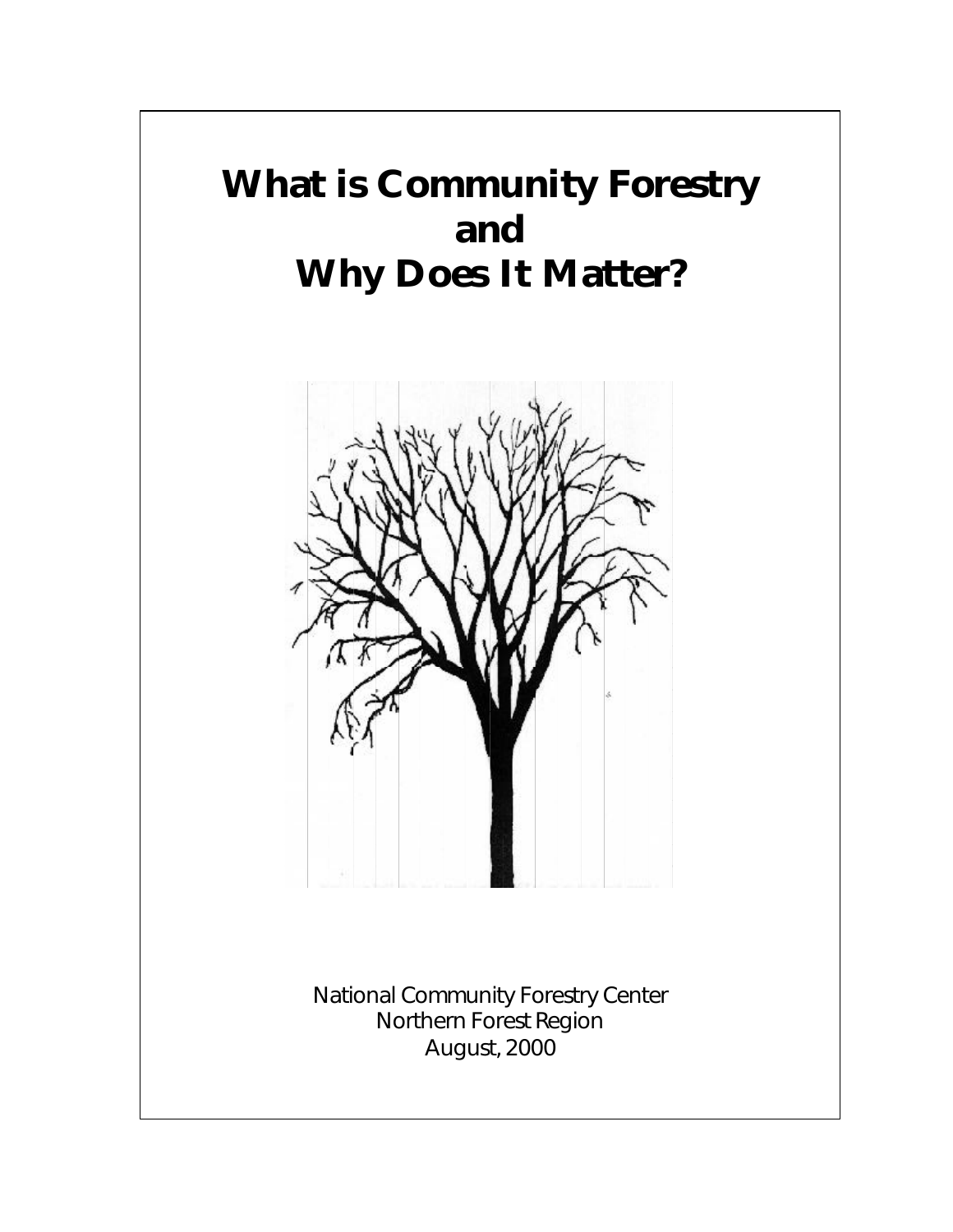# What is Community Forestry and Why Does It Matter?

National Community Forestry Center
Northern Forest Region
August, 2000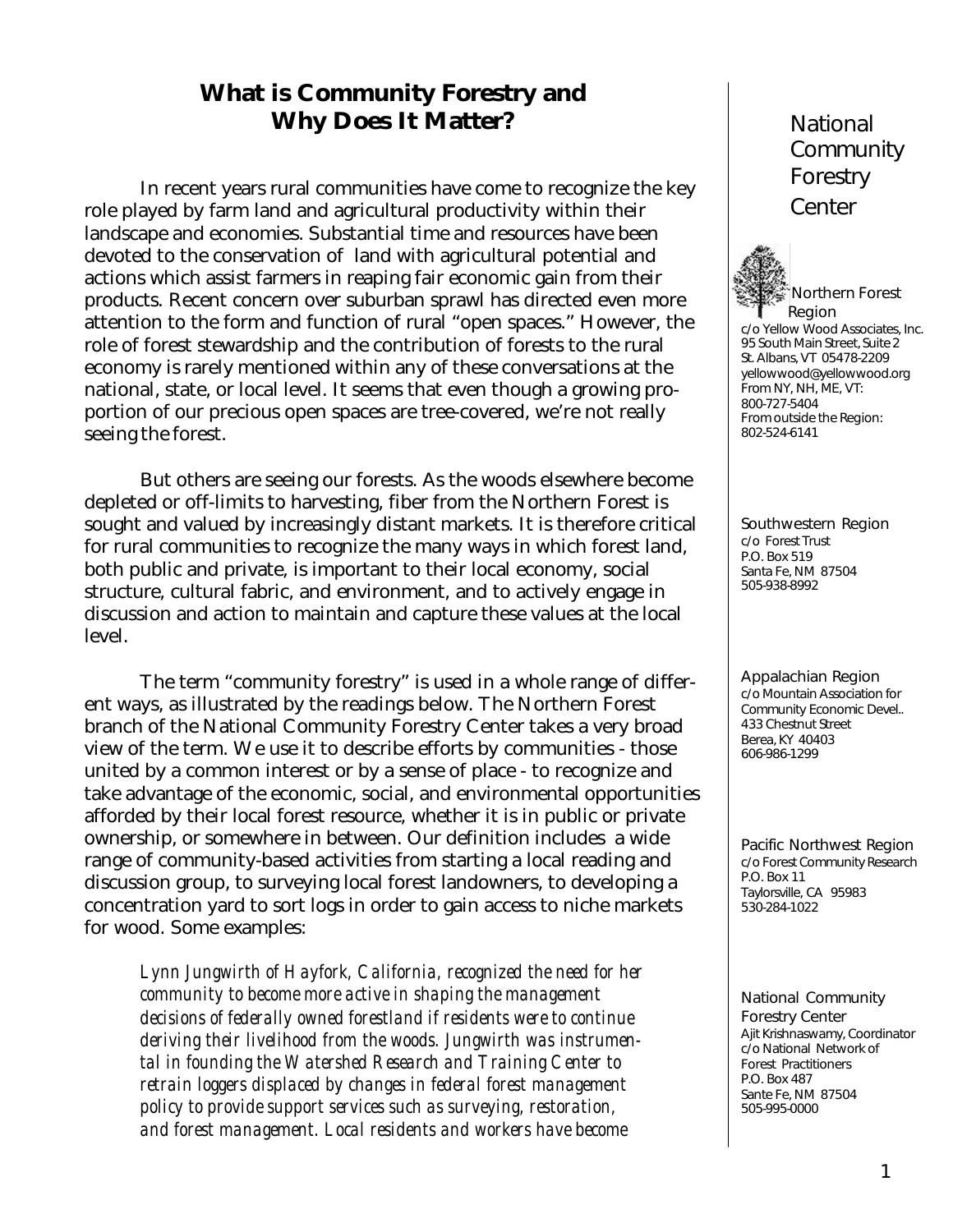# What is Community Forestry and Why Does It Matter?

In recent years rural communities have come to recognize the key role played by farm land and agricultural productivity within their landscape and economies. Substantial time and resources have been devoted to the conservation of land with agricultural potential and actions which assist farmers in reaping fair economic gain from their products. Recent concern over suburban sprawl has directed even more attention to the form and function of rural "open spaces." However, the role of forest stewardship and the contribution of forests to the rural economy is rarely mentioned within any of these conversations at the national, state, or local level. It seems that even though a growing proportion of our precious open spaces are tree-covered, we're not really seeing the forest.

But others are seeing our forests. As the woods elsewhere become depleted or off-limits to harvesting, fiber from the Northern Forest is sought and valued by increasingly distant markets. It is therefore critical for rural communities to recognize the many ways in which forest land, both public and private, is important to their local economy, social structure, cultural fabric, and environment, and to actively engage in discussion and action to maintain and capture these values at the local level.

The term "community forestry" is used in a whole range of different ways, as illustrated by the readings below. The Northern Forest branch of the National Community Forestry Center takes a very broad view of the term. We use it to describe efforts by communities - those united by a common interest or by a sense of place - to recognize and take advantage of the economic, social, and environmental opportunities afforded by their local forest resource, whether it is in public or private ownership, or somewhere in between. Our definition includes a wide range of community-based activities from starting a local reading and discussion group, to surveying local forest landowners, to developing a concentration yard to sort logs in order to gain access to niche markets for wood. Some examples:

> *Lynn Jungwirth of Hayfork, California, recognized the need for her community to become more active in shaping the management decisions of federally owned forestland if residents were to continue deriving their livelihood from the woods. Jungwirth was instrumental in founding the Watershed Research and Training Center to retrain loggers displaced by changes in federal forest management policy to provide support services such as surveying, restoration, and forest management. Local residents and workers have become*

National Community Forestry Center

**Northern Forest Region**
c/o Yellow Wood Associates, Inc.
95 South Main Street, Suite 2
St. Albans, VT 05478-2209
yellowwood@yellowwood.org
From NY, NH, ME, VT:
800-727-5404
From outside the Region:
802-524-6141

**Southwestern Region**
c/o Forest Trust
P.O. Box 519
Santa Fe, NM 87504
505-938-8992

**Appalachian Region**
c/o Mountain Association for Community Economic Devel..
433 Chestnut Street
Berea, KY 40403
606-986-1299

**Pacific Northwest Region**
c/o Forest Community Research
P.O. Box 11
Taylorsville, CA 95983
530-284-1022

**National Community Forestry Center**
Ajit Krishnaswamy, Coordinator
c/o National Network of Forest Practitioners
P.O. Box 487
Sante Fe, NM 87504
505-995-0000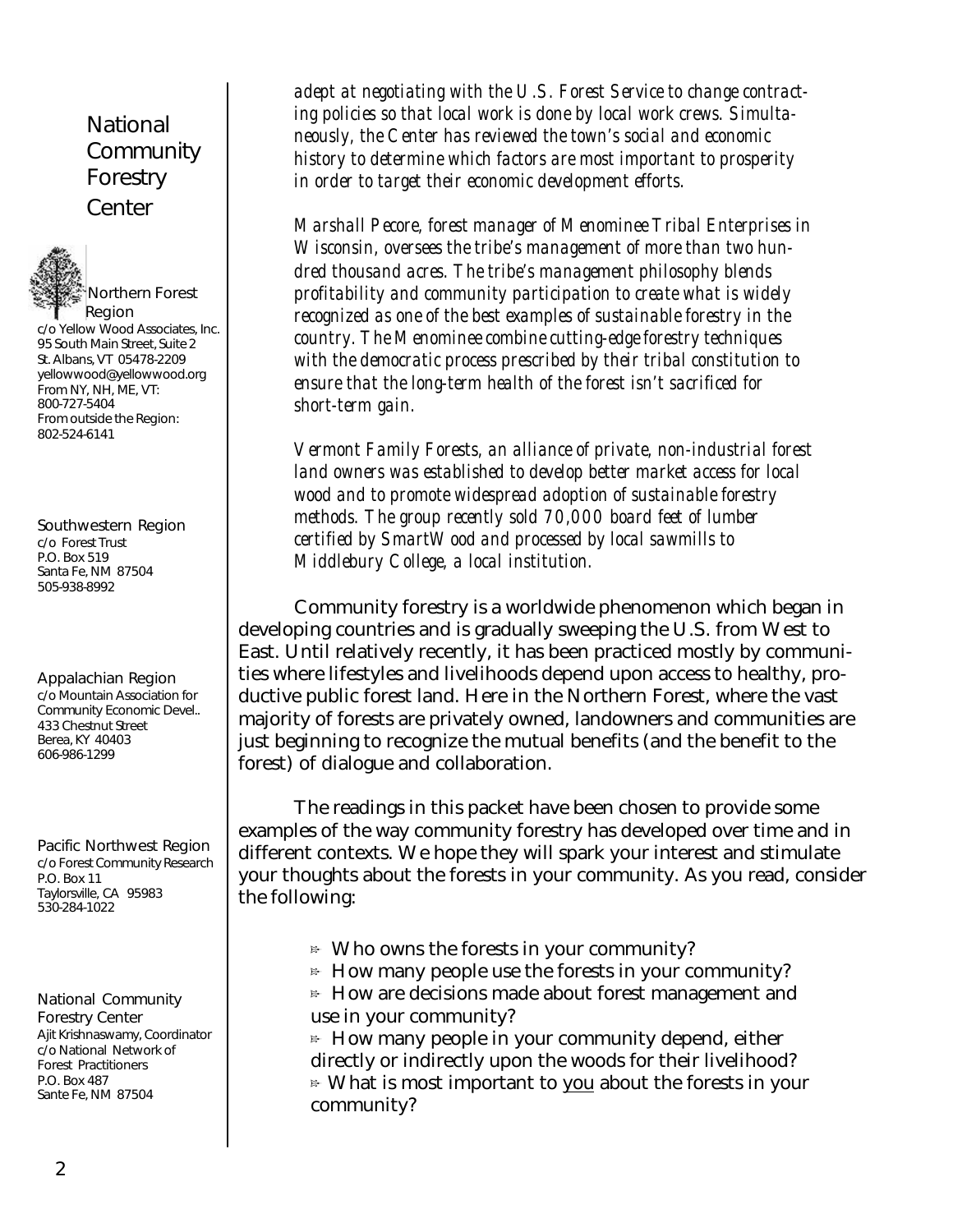## National Community Forestry Center

**Northern Forest Region**
c/o Yellow Wood Associates, Inc.
95 South Main Street, Suite 2
St. Albans, VT 05478-2209
yellowwood@yellowwood.org
From NY, NH, ME, VT:
800-727-5404
From outside the Region:
802-524-6141

**Southwestern Region**
c/o Forest Trust
P.O. Box 519
Santa Fe, NM 87504
505-938-8992

**Appalachian Region**
c/o Mountain Association for Community Economic Devel..
433 Chestnut Street
Berea, KY 40403
606-986-1299

**Pacific Northwest Region**
c/o Forest Community Research
P.O. Box 11
Taylorsville, CA 95983
530-284-1022

**National Community Forestry Center**
Ajit Krishnaswamy, Coordinator
c/o National Network of Forest Practitioners
P.O. Box 487
Sante Fe, NM 87504

*adept at negotiating with the U.S. Forest Service to change contracting policies so that local work is done by local work crews. Simultaneously, the Center has reviewed the town's social and economic history to determine which factors are most important to prosperity in order to target their economic development efforts.*

*Marshall Pecore, forest manager of Menominee Tribal Enterprises in Wisconsin, oversees the tribe's management of more than two hundred thousand acres. The tribe's management philosophy blends profitability and community participation to create what is widely recognized as one of the best examples of sustainable forestry in the country. The Menominee combine cutting-edge forestry techniques with the democratic process prescribed by their tribal constitution to ensure that the long-term health of the forest isn't sacrificed for short-term gain.*

*Vermont Family Forests, an alliance of private, non-industrial forest land owners was established to develop better market access for local wood and to promote widespread adoption of sustainable forestry methods. The group recently sold 70,000 board feet of lumber certified by SmartWood and processed by local sawmills to Middlebury College, a local institution.*

Community forestry is a worldwide phenomenon which began in developing countries and is gradually sweeping the U.S. from West to East. Until relatively recently, it has been practiced mostly by communities where lifestyles and livelihoods depend upon access to healthy, productive public forest land. Here in the Northern Forest, where the vast majority of forests are privately owned, landowners and communities are just beginning to recognize the mutual benefits (and the benefit to the forest) of dialogue and collaboration.

The readings in this packet have been chosen to provide some examples of the way community forestry has developed over time and in different contexts. We hope they will spark your interest and stimulate your thoughts about the forests in your community. As you read, consider the following:

- Who owns the forests in your community?
- How many people use the forests in your community?
- How are decisions made about forest management and use in your community?
- How many people in your community depend, either directly or indirectly upon the woods for their livelihood?
- What is most important to <u>you</u> about the forests in your community?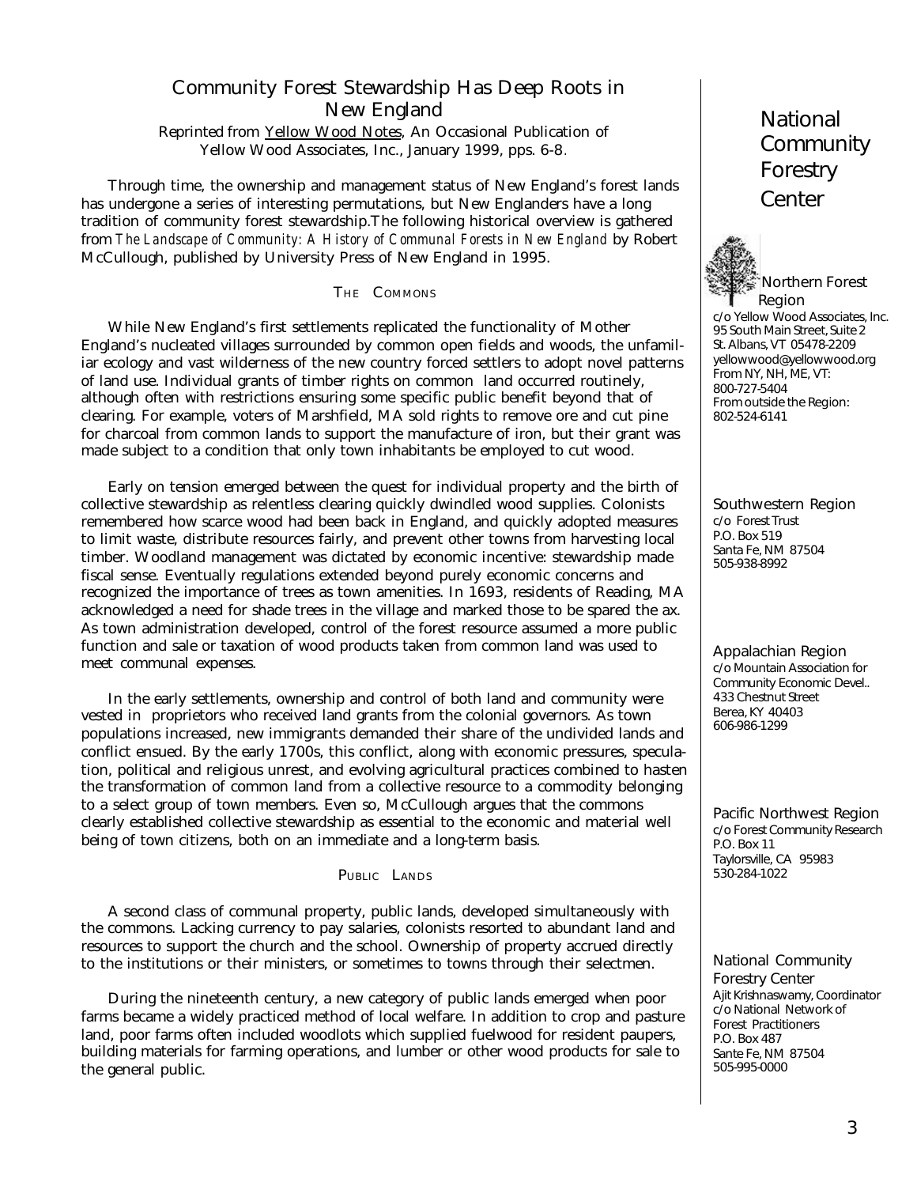# Community Forest Stewardship Has Deep Roots in New England

Reprinted from Yellow Wood Notes, An Occasional Publication of Yellow Wood Associates, Inc., January 1999, pps. 6-8.

Through time, the ownership and management status of New England's forest lands has undergone a series of interesting permutations, but New Englanders have a long tradition of community forest stewardship.The following historical overview is gathered from *The Landscape of Community: A History of Communal Forests in New England* by Robert McCullough, published by University Press of New England in 1995.

## The Commons

While New England's first settlements replicated the functionality of Mother England's nucleated villages surrounded by common open fields and woods, the unfamiliar ecology and vast wilderness of the new country forced settlers to adopt novel patterns of land use. Individual grants of timber rights on common land occurred routinely, although often with restrictions ensuring some specific public benefit beyond that of clearing. For example, voters of Marshfield, MA sold rights to remove ore and cut pine for charcoal from common lands to support the manufacture of iron, but their grant was made subject to a condition that only town inhabitants be employed to cut wood.

Early on tension emerged between the quest for individual property and the birth of collective stewardship as relentless clearing quickly dwindled wood supplies. Colonists remembered how scarce wood had been back in England, and quickly adopted measures to limit waste, distribute resources fairly, and prevent other towns from harvesting local timber. Woodland management was dictated by economic incentive: stewardship made fiscal sense. Eventually regulations extended beyond purely economic concerns and recognized the importance of trees as town amenities. In 1693, residents of Reading, MA acknowledged a need for shade trees in the village and marked those to be spared the ax. As town administration developed, control of the forest resource assumed a more public function and sale or taxation of wood products taken from common land was used to meet communal expenses.

In the early settlements, ownership and control of both land and community were vested in proprietors who received land grants from the colonial governors. As town populations increased, new immigrants demanded their share of the undivided lands and conflict ensued. By the early 1700s, this conflict, along with economic pressures, speculation, political and religious unrest, and evolving agricultural practices combined to hasten the transformation of common land from a collective resource to a commodity belonging to a select group of town members. Even so, McCullough argues that the commons clearly established collective stewardship as essential to the economic and material well being of town citizens, both on an immediate and a long-term basis.

## Public Lands

A second class of communal property, public lands, developed simultaneously with the commons. Lacking currency to pay salaries, colonists resorted to abundant land and resources to support the church and the school. Ownership of property accrued directly to the institutions or their ministers, or sometimes to towns through their selectmen.

During the nineteenth century, a new category of public lands emerged when poor farms became a widely practiced method of local welfare. In addition to crop and pasture land, poor farms often included woodlots which supplied fuelwood for resident paupers, building materials for farming operations, and lumber or other wood products for sale to the general public.

---

**National Community Forestry Center**

Northern Forest Region
c/o Yellow Wood Associates, Inc.
95 South Main Street, Suite 2
St. Albans, VT 05478-2209
yellowwood@yellowwood.org
From NY, NH, ME, VT:
800-727-5404
From outside the Region:
802-524-6141

Southwestern Region
c/o Forest Trust
P.O. Box 519
Santa Fe, NM 87504
505-938-8992

Appalachian Region
c/o Mountain Association for Community Economic Devel..
433 Chestnut Street
Berea, KY 40403
606-986-1299

Pacific Northwest Region
c/o Forest Community Research
P.O. Box 11
Taylorsville, CA 95983
530-284-1022

National Community Forestry Center
Ajit Krishnaswamy, Coordinator
c/o National Network of Forest Practitioners
P.O. Box 487
Sante Fe, NM 87504
505-995-0000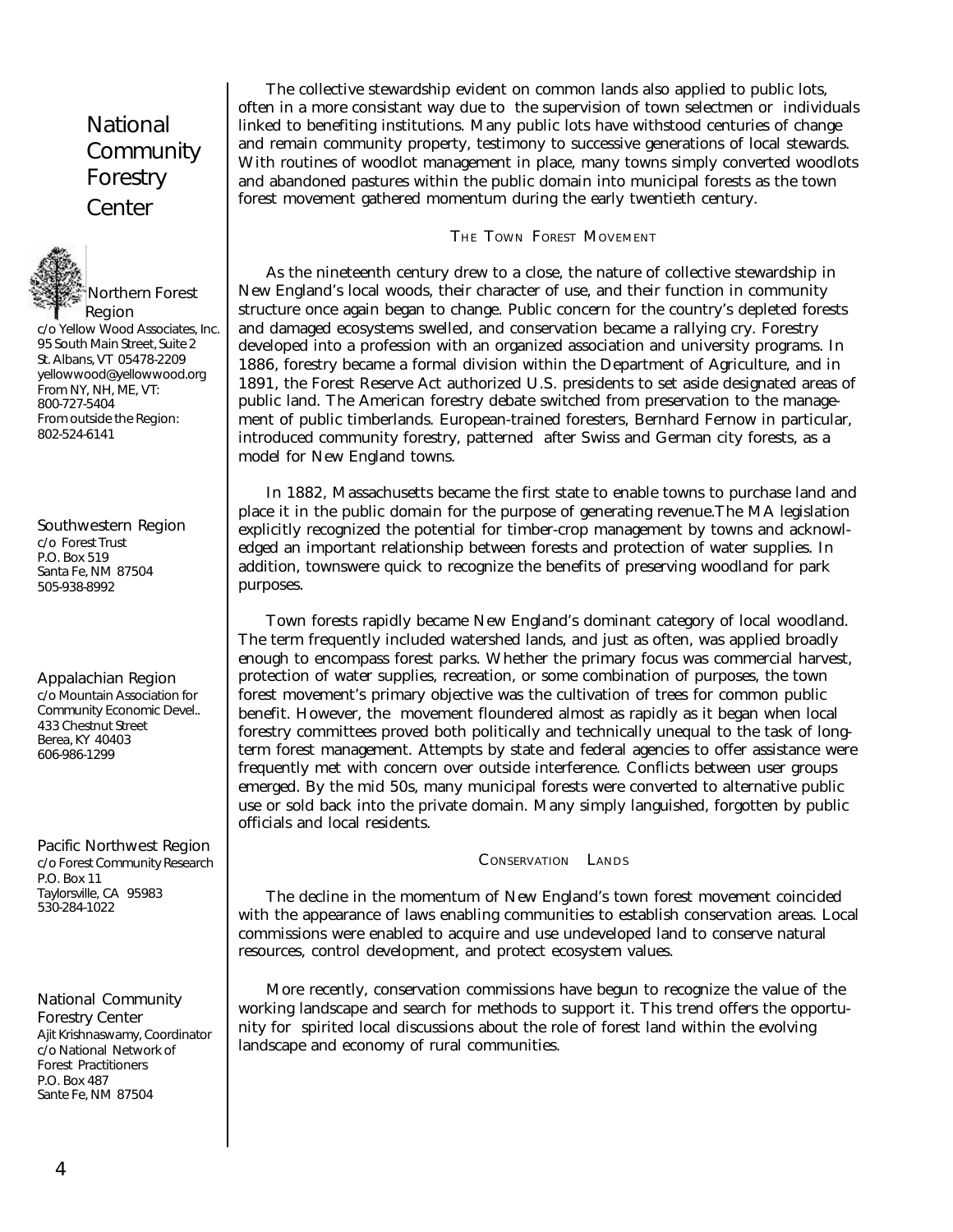# National Community Forestry Center

Northern Forest Region
c/o Yellow Wood Associates, Inc.
95 South Main Street, Suite 2
St. Albans, VT 05478-2209
yellowwood@yellowwood.org
From NY, NH, ME, VT:
800-727-5404
From outside the Region:
802-524-6141

Southwestern Region
c/o Forest Trust
P.O. Box 519
Santa Fe, NM 87504
505-938-8992

Appalachian Region
c/o Mountain Association for Community Economic Devel..
433 Chestnut Street
Berea, KY 40403
606-986-1299

Pacific Northwest Region
c/o Forest Community Research
P.O. Box 11
Taylorsville, CA 95983
530-284-1022

National Community Forestry Center
Ajit Krishnaswamy, Coordinator
c/o National Network of Forest Practitioners
P.O. Box 487
Sante Fe, NM 87504

The collective stewardship evident on common lands also applied to public lots, often in a more consistant way due to the supervision of town selectmen or individuals linked to benefiting institutions. Many public lots have withstood centuries of change and remain community property, testimony to successive generations of local stewards. With routines of woodlot management in place, many towns simply converted woodlots and abandoned pastures within the public domain into municipal forests as the town forest movement gathered momentum during the early twentieth century.

## The Town Forest Movement

As the nineteenth century drew to a close, the nature of collective stewardship in New England's local woods, their character of use, and their function in community structure once again began to change. Public concern for the country's depleted forests and damaged ecosystems swelled, and conservation became a rallying cry. Forestry developed into a profession with an organized association and university programs. In 1886, forestry became a formal division within the Department of Agriculture, and in 1891, the Forest Reserve Act authorized U.S. presidents to set aside designated areas of public land. The American forestry debate switched from preservation to the management of public timberlands. European-trained foresters, Bernhard Fernow in particular, introduced community forestry, patterned after Swiss and German city forests, as a model for New England towns.

In 1882, Massachusetts became the first state to enable towns to purchase land and place it in the public domain for the purpose of generating revenue.The MA legislation explicitly recognized the potential for timber-crop management by towns and acknowledged an important relationship between forests and protection of water supplies. In addition, townswere quick to recognize the benefits of preserving woodland for park purposes.

Town forests rapidly became New England's dominant category of local woodland. The term frequently included watershed lands, and just as often, was applied broadly enough to encompass forest parks. Whether the primary focus was commercial harvest, protection of water supplies, recreation, or some combination of purposes, the town forest movement's primary objective was the cultivation of trees for common public benefit. However, the movement floundered almost as rapidly as it began when local forestry committees proved both politically and technically unequal to the task of long-term forest management. Attempts by state and federal agencies to offer assistance were frequently met with concern over outside interference. Conflicts between user groups emerged. By the mid 50s, many municipal forests were converted to alternative public use or sold back into the private domain. Many simply languished, forgotten by public officials and local residents.

## Conservation Lands

The decline in the momentum of New England's town forest movement coincided with the appearance of laws enabling communities to establish conservation areas. Local commissions were enabled to acquire and use undeveloped land to conserve natural resources, control development, and protect ecosystem values.

More recently, conservation commissions have begun to recognize the value of the working landscape and search for methods to support it. This trend offers the opportunity for spirited local discussions about the role of forest land within the evolving landscape and economy of rural communities.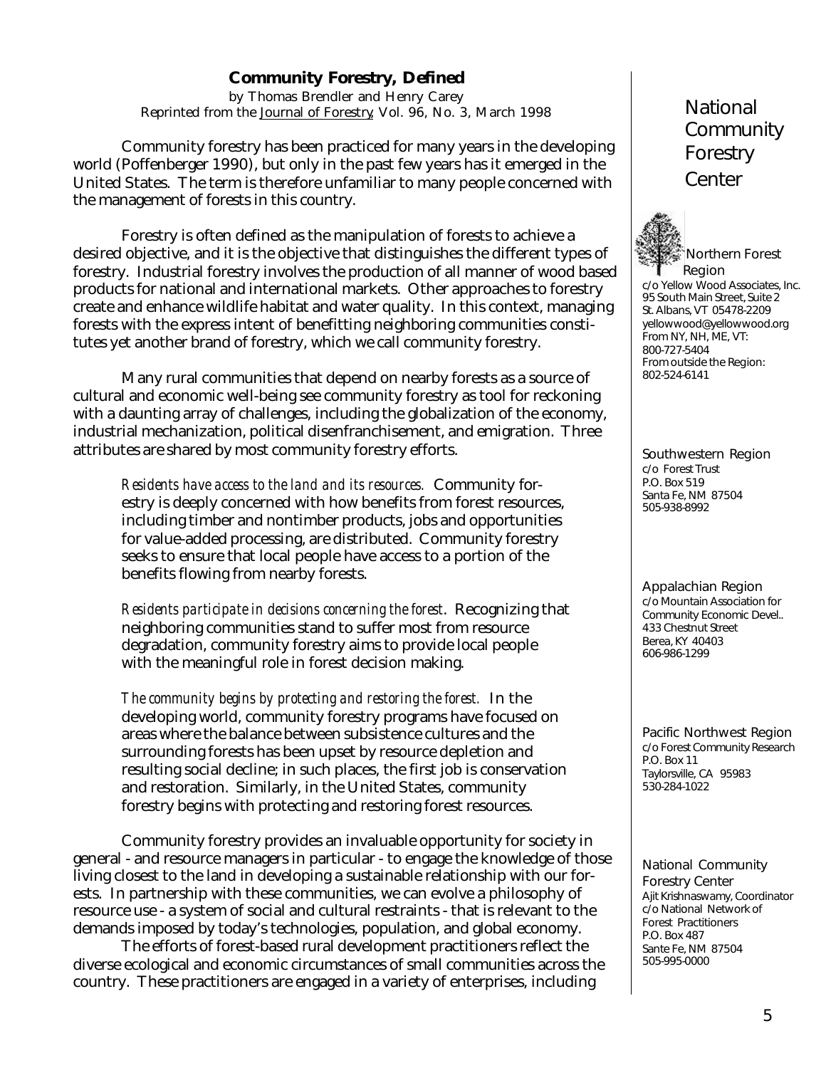## Community Forestry, Defined

by Thomas Brendler and Henry Carey
Reprinted from the Journal of Forestry, Vol. 96, No. 3, March 1998

Community forestry has been practiced for many years in the developing world (Poffenberger 1990), but only in the past few years has it emerged in the United States. The term is therefore unfamiliar to many people concerned with the management of forests in this country.

Forestry is often defined as the manipulation of forests to achieve a desired objective, and it is the objective that distinguishes the different types of forestry. Industrial forestry involves the production of all manner of wood based products for national and international markets. Other approaches to forestry create and enhance wildlife habitat and water quality. In this context, managing forests with the express intent of benefitting neighboring communities constitutes yet another brand of forestry, which we call community forestry.

Many rural communities that depend on nearby forests as a source of cultural and economic well-being see community forestry as tool for reckoning with a daunting array of challenges, including the globalization of the economy, industrial mechanization, political disenfranchisement, and emigration. Three attributes are shared by most community forestry efforts.

> *Residents have access to the land and its resources.* Community forestry is deeply concerned with how benefits from forest resources, including timber and nontimber products, jobs and opportunities for value-added processing, are distributed. Community forestry seeks to ensure that local people have access to a portion of the benefits flowing from nearby forests.
>
> *Residents participate in decisions concerning the forest*. Recognizing that neighboring communities stand to suffer most from resource degradation, community forestry aims to provide local people with the meaningful role in forest decision making.
>
> *The community begins by protecting and restoring the forest.* In the developing world, community forestry programs have focused on areas where the balance between subsistence cultures and the surrounding forests has been upset by resource depletion and resulting social decline; in such places, the first job is conservation and restoration. Similarly, in the United States, community forestry begins with protecting and restoring forest resources.

Community forestry provides an invaluable opportunity for society in general - and resource managers in particular - to engage the knowledge of those living closest to the land in developing a sustainable relationship with our forests. In partnership with these communities, we can evolve a philosophy of resource use - a system of social and cultural restraints - that is relevant to the demands imposed by today's technologies, population, and global economy.

The efforts of forest-based rural development practitioners reflect the diverse ecological and economic circumstances of small communities across the country. These practitioners are engaged in a variety of enterprises, including

---

## National Community Forestry Center

**Northern Forest Region**
c/o Yellow Wood Associates, Inc.
95 South Main Street, Suite 2
St. Albans, VT 05478-2209
yellowwood@yellowwood.org
From NY, NH, ME, VT:
800-727-5404
From outside the Region:
802-524-6141

**Southwestern Region**
c/o Forest Trust
P.O. Box 519
Santa Fe, NM 87504
505-938-8992

**Appalachian Region**
c/o Mountain Association for Community Economic Devel..
433 Chestnut Street
Berea, KY 40403
606-986-1299

**Pacific Northwest Region**
c/o Forest Community Research
P.O. Box 11
Taylorsville, CA 95983
530-284-1022

**National Community Forestry Center**
Ajit Krishnaswamy, Coordinator
c/o National Network of Forest Practitioners
P.O. Box 487
Sante Fe, NM 87504
505-995-0000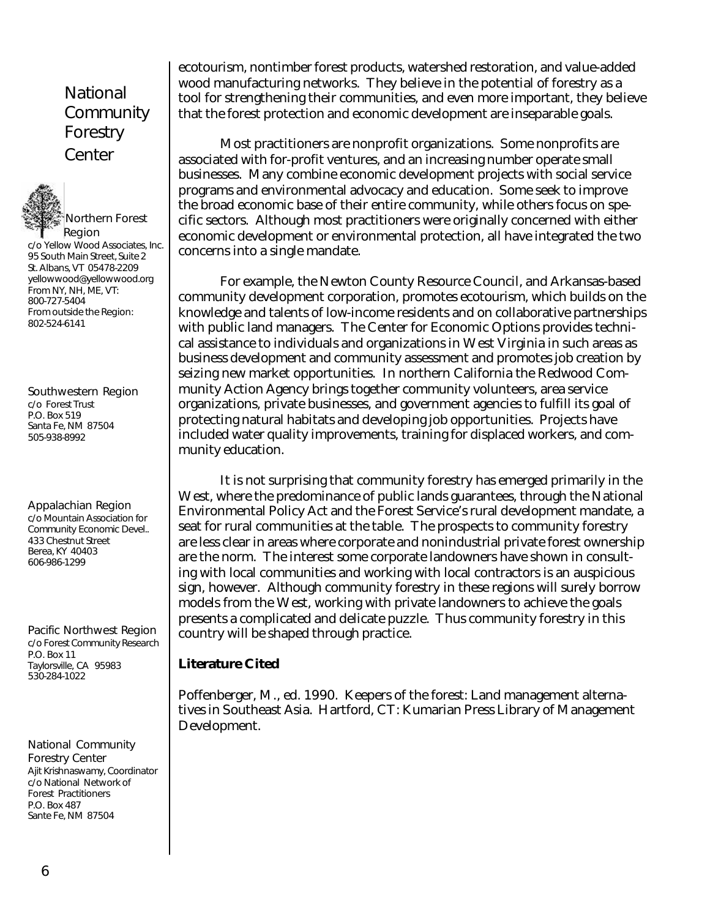ecotourism, nontimber forest products, watershed restoration, and value-added wood manufacturing networks. They believe in the potential of forestry as a tool for strengthening their communities, and even more important, they believe that the forest protection and economic development are inseparable goals.

Most practitioners are nonprofit organizations. Some nonprofits are associated with for-profit ventures, and an increasing number operate small businesses. Many combine economic development projects with social service programs and environmental advocacy and education. Some seek to improve the broad economic base of their entire community, while others focus on specific sectors. Although most practitioners were originally concerned with either economic development or environmental protection, all have integrated the two concerns into a single mandate.

For example, the Newton County Resource Council, and Arkansas-based community development corporation, promotes ecotourism, which builds on the knowledge and talents of low-income residents and on collaborative partnerships with public land managers. The Center for Economic Options provides technical assistance to individuals and organizations in West Virginia in such areas as business development and community assessment and promotes job creation by seizing new market opportunities. In northern California the Redwood Community Action Agency brings together community volunteers, area service organizations, private businesses, and government agencies to fulfill its goal of protecting natural habitats and developing job opportunities. Projects have included water quality improvements, training for displaced workers, and community education.

It is not surprising that community forestry has emerged primarily in the West, where the predominance of public lands guarantees, through the National Environmental Policy Act and the Forest Service's rural development mandate, a seat for rural communities at the table. The prospects to community forestry are less clear in areas where corporate and nonindustrial private forest ownership are the norm. The interest some corporate landowners have shown in consulting with local communities and working with local contractors is an auspicious sign, however. Although community forestry in these regions will surely borrow models from the West, working with private landowners to achieve the goals presents a complicated and delicate puzzle. Thus community forestry in this country will be shaped through practice.

**Literature Cited**

Poffenberger, M., ed. 1990. Keepers of the forest: Land management alternatives in Southeast Asia. Hartford, CT: Kumarian Press Library of Management Development.

## National Community Forestry Center

**Northern Forest Region**
c/o Yellow Wood Associates, Inc.
95 South Main Street, Suite 2
St. Albans, VT 05478-2209
yellowwood@yellowwood.org
From NY, NH, ME, VT:
800-727-5404
From outside the Region:
802-524-6141

**Southwestern Region**
c/o Forest Trust
P.O. Box 519
Santa Fe, NM 87504
505-938-8992

**Appalachian Region**
c/o Mountain Association for Community Economic Devel..
433 Chestnut Street
Berea, KY 40403
606-986-1299

**Pacific Northwest Region**
c/o Forest Community Research
P.O. Box 11
Taylorsville, CA 95983
530-284-1022

**National Community Forestry Center**
Ajit Krishnaswamy, Coordinator
c/o National Network of Forest Practitioners
P.O. Box 487
Sante Fe, NM 87504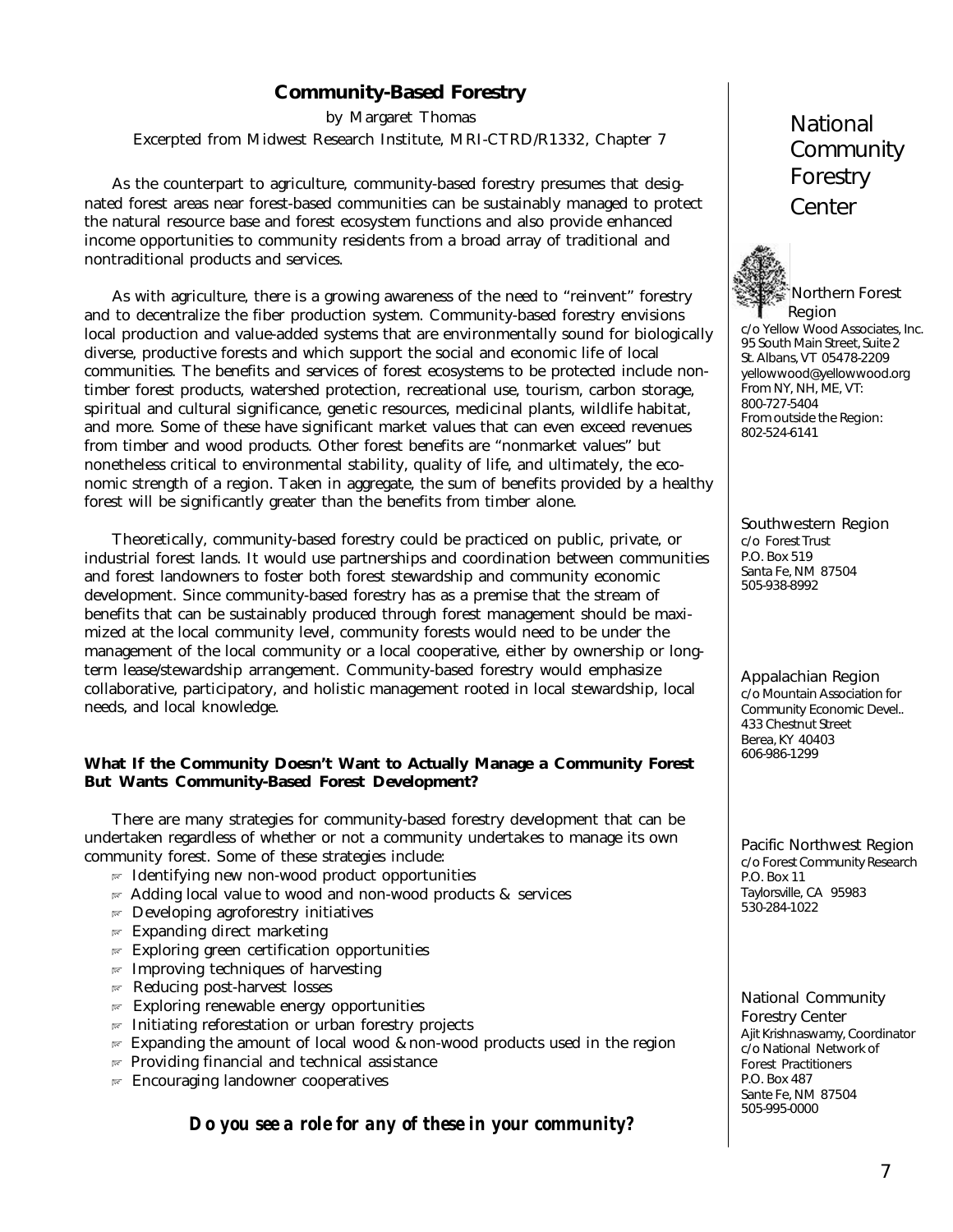## Community-Based Forestry

by Margaret Thomas

Excerpted from Midwest Research Institute, MRI-CTRD/R1332, Chapter 7

As the counterpart to agriculture, community-based forestry presumes that designated forest areas near forest-based communities can be sustainably managed to protect the natural resource base and forest ecosystem functions and also provide enhanced income opportunities to community residents from a broad array of traditional and nontraditional products and services.

As with agriculture, there is a growing awareness of the need to "reinvent" forestry and to decentralize the fiber production system. Community-based forestry envisions local production and value-added systems that are environmentally sound for biologically diverse, productive forests and which support the social and economic life of local communities. The benefits and services of forest ecosystems to be protected include non-timber forest products, watershed protection, recreational use, tourism, carbon storage, spiritual and cultural significance, genetic resources, medicinal plants, wildlife habitat, and more. Some of these have significant market values that can even exceed revenues from timber and wood products. Other forest benefits are "nonmarket values" but nonetheless critical to environmental stability, quality of life, and ultimately, the economic strength of a region. Taken in aggregate, the sum of benefits provided by a healthy forest will be significantly greater than the benefits from timber alone.

Theoretically, community-based forestry could be practiced on public, private, or industrial forest lands. It would use partnerships and coordination between communities and forest landowners to foster both forest stewardship and community economic development. Since community-based forestry has as a premise that the stream of benefits that can be sustainably produced through forest management should be maximized at the local community level, community forests would need to be under the management of the local community or a local cooperative, either by ownership or long-term lease/stewardship arrangement. Community-based forestry would emphasize collaborative, participatory, and holistic management rooted in local stewardship, local needs, and local knowledge.

**What If the Community Doesn't Want to Actually Manage a Community Forest But Wants Community-Based Forest Development?**

There are many strategies for community-based forestry development that can be undertaken regardless of whether or not a community undertakes to manage its own community forest. Some of these strategies include:

- Identifying new non-wood product opportunities
- Adding local value to wood and non-wood products & services
- Developing agroforestry initiatives
- Expanding direct marketing
- Exploring green certification opportunities
- Improving techniques of harvesting
- Reducing post-harvest losses
- Exploring renewable energy opportunities
- Initiating reforestation or urban forestry projects
- Expanding the amount of local wood & non-wood products used in the region
- Providing financial and technical assistance
- Encouraging landowner cooperatives

***Do you see a role for any of these in your community?***

## National Community Forestry Center

**Northern Forest Region**
c/o Yellow Wood Associates, Inc.
95 South Main Street, Suite 2
St. Albans, VT 05478-2209
yellowwood@yellowwood.org
From NY, NH, ME, VT:
800-727-5404
From outside the Region:
802-524-6141

**Southwestern Region**
c/o Forest Trust
P.O. Box 519
Santa Fe, NM 87504
505-938-8992

**Appalachian Region**
c/o Mountain Association for Community Economic Devel..
433 Chestnut Street
Berea, KY 40403
606-986-1299

**Pacific Northwest Region**
c/o Forest Community Research
P.O. Box 11
Taylorsville, CA 95983
530-284-1022

**National Community Forestry Center**
Ajit Krishnaswamy, Coordinator
c/o National Network of Forest Practitioners
P.O. Box 487
Sante Fe, NM 87504
505-995-0000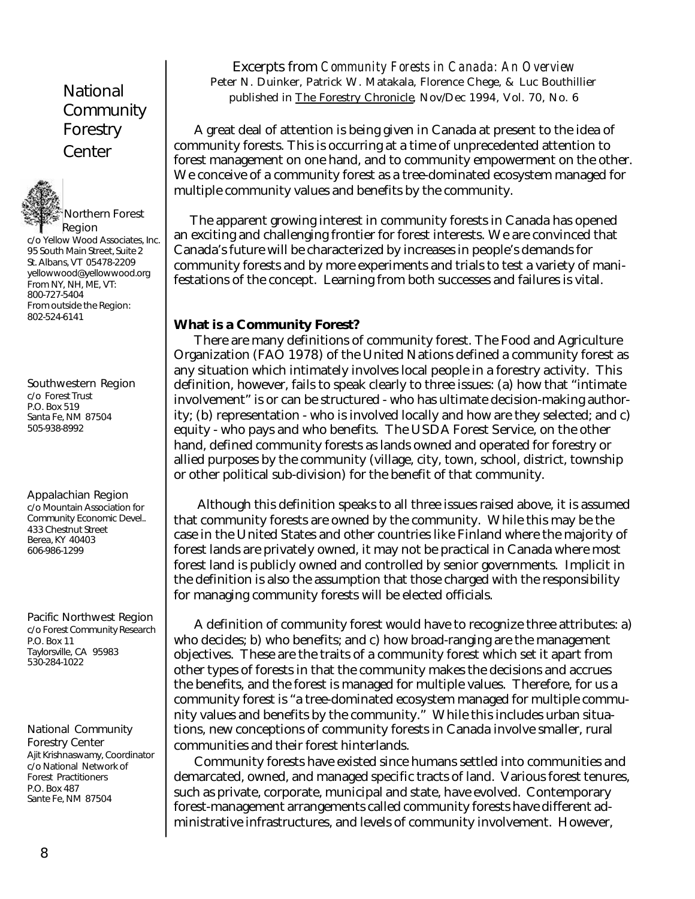National Community Forestry Center

Northern Forest Region
c/o Yellow Wood Associates, Inc.
95 South Main Street, Suite 2
St. Albans, VT 05478-2209
yellowwood@yellowwood.org
From NY, NH, ME, VT:
800-727-5404
From outside the Region:
802-524-6141

Southwestern Region
c/o Forest Trust
P.O. Box 519
Santa Fe, NM 87504
505-938-8992

Appalachian Region
c/o Mountain Association for Community Economic Devel..
433 Chestnut Street
Berea, KY 40403
606-986-1299

Pacific Northwest Region
c/o Forest Community Research
P.O. Box 11
Taylorsville, CA 95983
530-284-1022

National Community Forestry Center
Ajit Krishnaswamy, Coordinator
c/o National Network of Forest Practitioners
P.O. Box 487
Sante Fe, NM 87504

Excerpts from *Community Forests in Canada: An Overview*
Peter N. Duinker, Patrick W. Matakala, Florence Chege, & Luc Bouthillier
published in The Forestry Chronicle, Nov/Dec 1994, Vol. 70, No. 6

A great deal of attention is being given in Canada at present to the idea of community forests. This is occurring at a time of unprecedented attention to forest management on one hand, and to community empowerment on the other. We conceive of a community forest as a tree-dominated ecosystem managed for multiple community values and benefits by the community.

The apparent growing interest in community forests in Canada has opened an exciting and challenging frontier for forest interests. We are convinced that Canada's future will be characterized by increases in people's demands for community forests and by more experiments and trials to test a variety of manifestations of the concept. Learning from both successes and failures is vital.

**What is a Community Forest?**

There are many definitions of community forest. The Food and Agriculture Organization (FAO 1978) of the United Nations defined a community forest as any situation which intimately involves local people in a forestry activity. This definition, however, fails to speak clearly to three issues: (a) how that "intimate involvement" is or can be structured - who has ultimate decision-making authority; (b) representation - who is involved locally and how are they selected; and c) equity - who pays and who benefits. The USDA Forest Service, on the other hand, defined community forests as lands owned and operated for forestry or allied purposes by the community (village, city, town, school, district, township or other political sub-division) for the benefit of that community.

Although this definition speaks to all three issues raised above, it is assumed that community forests are owned by the community. While this may be the case in the United States and other countries like Finland where the majority of forest lands are privately owned, it may not be practical in Canada where most forest land is publicly owned and controlled by senior governments. Implicit in the definition is also the assumption that those charged with the responsibility for managing community forests will be elected officials.

A definition of community forest would have to recognize three attributes: a) who decides; b) who benefits; and c) how broad-ranging are the management objectives. These are the traits of a community forest which set it apart from other types of forests in that the community makes the decisions and accrues the benefits, and the forest is managed for multiple values. Therefore, for us a community forest is "a tree-dominated ecosystem managed for multiple community values and benefits by the community." While this includes urban situations, new conceptions of community forests in Canada involve smaller, rural communities and their forest hinterlands.

Community forests have existed since humans settled into communities and demarcated, owned, and managed specific tracts of land. Various forest tenures, such as private, corporate, municipal and state, have evolved. Contemporary forest-management arrangements called community forests have different administrative infrastructures, and levels of community involvement. However,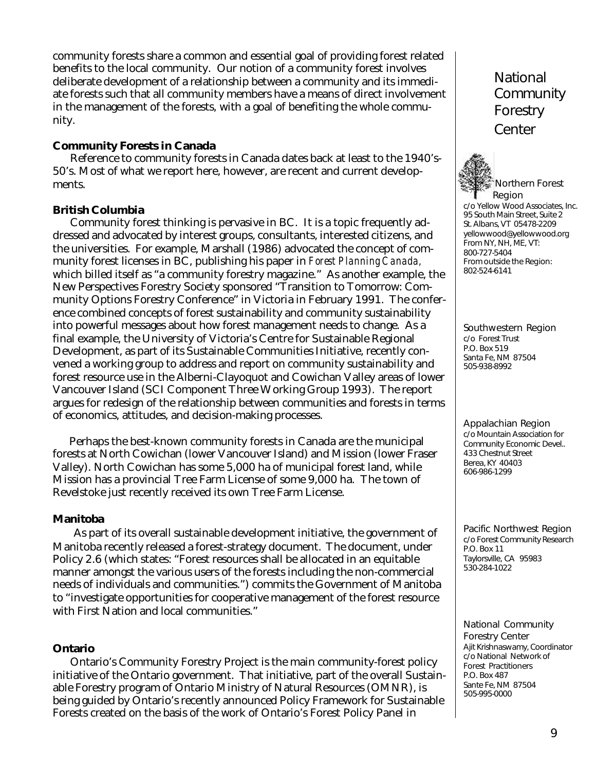community forests share a common and essential goal of providing forest related benefits to the local community. Our notion of a community forest involves deliberate development of a relationship between a community and its immediate forests such that all community members have a means of direct involvement in the management of the forests, with a goal of benefiting the whole community.

**Community Forests in Canada**

Reference to community forests in Canada dates back at least to the 1940's-50's. Most of what we report here, however, are recent and current developments.

**British Columbia**

Community forest thinking is pervasive in BC. It is a topic frequently addressed and advocated by interest groups, consultants, interested citizens, and the universities. For example, Marshall (1986) advocated the concept of community forest licenses in BC, publishing his paper in *Forest Planning Canada*, which billed itself as "a community forestry magazine." As another example, the New Perspectives Forestry Society sponsored "Transition to Tomorrow: Community Options Forestry Conference" in Victoria in February 1991. The conference combined concepts of forest sustainability and community sustainability into powerful messages about how forest management needs to change. As a final example, the University of Victoria's Centre for Sustainable Regional Development, as part of its Sustainable Communities Initiative, recently convened a working group to address and report on community sustainability and forest resource use in the Alberni-Clayoquot and Cowichan Valley areas of lower Vancouver Island (SCI Component Three Working Group 1993). The report argues for redesign of the relationship between communities and forests in terms of economics, attitudes, and decision-making processes.

Perhaps the best-known community forests in Canada are the municipal forests at North Cowichan (lower Vancouver Island) and Mission (lower Fraser Valley). North Cowichan has some 5,000 ha of municipal forest land, while Mission has a provincial Tree Farm License of some 9,000 ha. The town of Revelstoke just recently received its own Tree Farm License.

**Manitoba**

As part of its overall sustainable development initiative, the government of Manitoba recently released a forest-strategy document. The document, under Policy 2.6 (which states: "Forest resources shall be allocated in an equitable manner amongst the various users of the forests including the non-commercial needs of individuals and communities.") commits the Government of Manitoba to "investigate opportunities for cooperative management of the forest resource with First Nation and local communities."

**Ontario**

Ontario's Community Forestry Project is the main community-forest policy initiative of the Ontario government. That initiative, part of the overall Sustainable Forestry program of Ontario Ministry of Natural Resources (OMNR), is being guided by Ontario's recently announced Policy Framework for Sustainable Forests created on the basis of the work of Ontario's Forest Policy Panel in

---

## National Community Forestry Center

**Northern Forest Region**
c/o Yellow Wood Associates, Inc.
95 South Main Street, Suite 2
St. Albans, VT 05478-2209
yellowwood@yellowwood.org
From NY, NH, ME, VT:
800-727-5404
From outside the Region:
802-524-6141

**Southwestern Region**
c/o Forest Trust
P.O. Box 519
Santa Fe, NM 87504
505-938-8992

**Appalachian Region**
c/o Mountain Association for Community Economic Devel..
433 Chestnut Street
Berea, KY 40403
606-986-1299

**Pacific Northwest Region**
c/o Forest Community Research
P.O. Box 11
Taylorsville, CA 95983
530-284-1022

**National Community Forestry Center**
Ajit Krishnaswamy, Coordinator
c/o National Network of Forest Practitioners
P.O. Box 487
Sante Fe, NM 87504
505-995-0000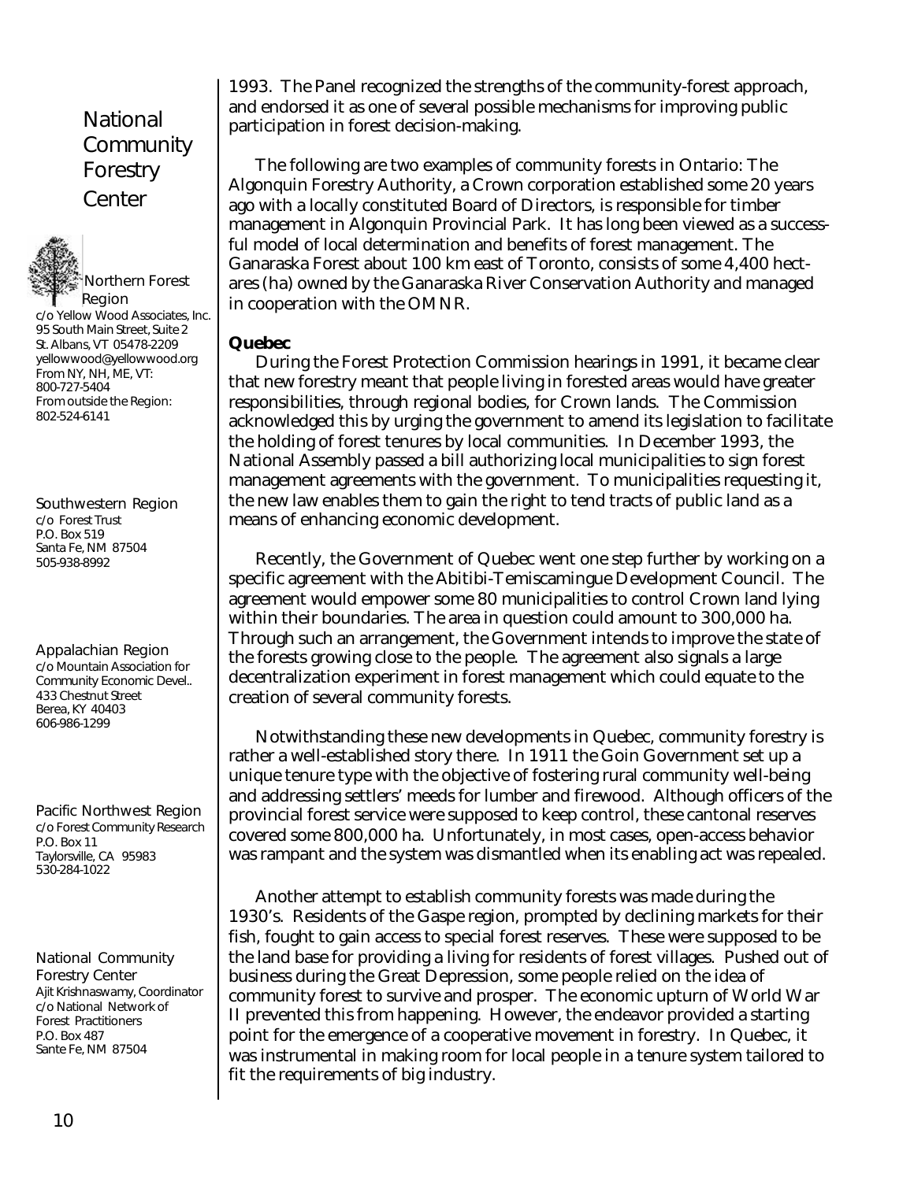1993. The Panel recognized the strengths of the community-forest approach, and endorsed it as one of several possible mechanisms for improving public participation in forest decision-making.

The following are two examples of community forests in Ontario: The Algonquin Forestry Authority, a Crown corporation established some 20 years ago with a locally constituted Board of Directors, is responsible for timber management in Algonquin Provincial Park. It has long been viewed as a successful model of local determination and benefits of forest management. The Ganaraska Forest about 100 km east of Toronto, consists of some 4,400 hectares (ha) owned by the Ganaraska River Conservation Authority and managed in cooperation with the OMNR.

**Quebec**

During the Forest Protection Commission hearings in 1991, it became clear that new forestry meant that people living in forested areas would have greater responsibilities, through regional bodies, for Crown lands. The Commission acknowledged this by urging the government to amend its legislation to facilitate the holding of forest tenures by local communities. In December 1993, the National Assembly passed a bill authorizing local municipalities to sign forest management agreements with the government. To municipalities requesting it, the new law enables them to gain the right to tend tracts of public land as a means of enhancing economic development.

Recently, the Government of Quebec went one step further by working on a specific agreement with the Abitibi-Temiscamingue Development Council. The agreement would empower some 80 municipalities to control Crown land lying within their boundaries. The area in question could amount to 300,000 ha. Through such an arrangement, the Government intends to improve the state of the forests growing close to the people. The agreement also signals a large decentralization experiment in forest management which could equate to the creation of several community forests.

Notwithstanding these new developments in Quebec, community forestry is rather a well-established story there. In 1911 the Goin Government set up a unique tenure type with the objective of fostering rural community well-being and addressing settlers' meeds for lumber and firewood. Although officers of the provincial forest service were supposed to keep control, these cantonal reserves covered some 800,000 ha. Unfortunately, in most cases, open-access behavior was rampant and the system was dismantled when its enabling act was repealed.

Another attempt to establish community forests was made during the 1930's. Residents of the Gaspe region, prompted by declining markets for their fish, fought to gain access to special forest reserves. These were supposed to be the land base for providing a living for residents of forest villages. Pushed out of business during the Great Depression, some people relied on the idea of community forest to survive and prosper. The economic upturn of World War II prevented this from happening. However, the endeavor provided a starting point for the emergence of a cooperative movement in forestry. In Quebec, it was instrumental in making room for local people in a tenure system tailored to fit the requirements of big industry.

National Community Forestry Center

Northern Forest Region
c/o Yellow Wood Associates, Inc.
95 South Main Street, Suite 2
St. Albans, VT 05478-2209
yellowwood@yellowwood.org
From NY, NH, ME, VT: 800-727-5404
From outside the Region: 802-524-6141

Southwestern Region
c/o Forest Trust
P.O. Box 519
Santa Fe, NM 87504
505-938-8992

Appalachian Region
c/o Mountain Association for Community Economic Devel..
433 Chestnut Street
Berea, KY 40403
606-986-1299

Pacific Northwest Region
c/o Forest Community Research
P.O. Box 11
Taylorsville, CA 95983
530-284-1022

National Community Forestry Center
Ajit Krishnaswamy, Coordinator
c/o National Network of Forest Practitioners
P.O. Box 487
Sante Fe, NM 87504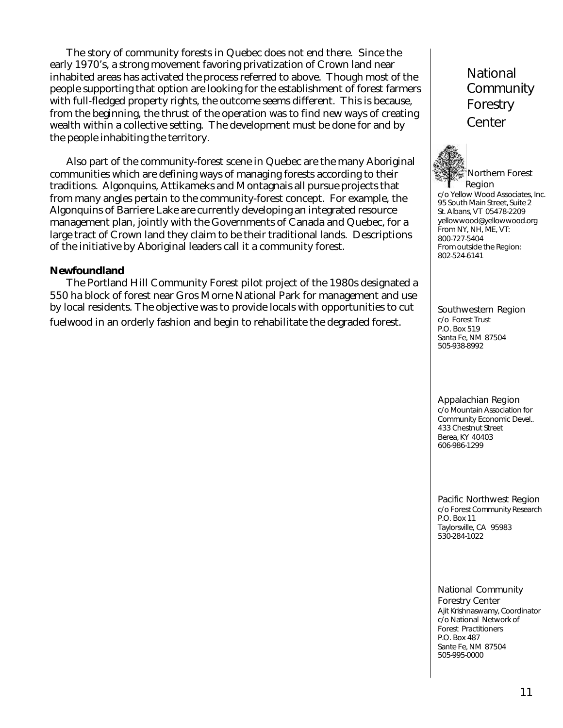The story of community forests in Quebec does not end there. Since the early 1970's, a strong movement favoring privatization of Crown land near inhabited areas has activated the process referred to above. Though most of the people supporting that option are looking for the establishment of forest farmers with full-fledged property rights, the outcome seems different. This is because, from the beginning, the thrust of the operation was to find new ways of creating wealth within a collective setting. The development must be done for and by the people inhabiting the territory.

Also part of the community-forest scene in Quebec are the many Aboriginal communities which are defining ways of managing forests according to their traditions. Algonquins, Attikameks and Montagnais all pursue projects that from many angles pertain to the community-forest concept. For example, the Algonquins of Barriere Lake are currently developing an integrated resource management plan, jointly with the Governments of Canada and Quebec, for a large tract of Crown land they claim to be their traditional lands. Descriptions of the initiative by Aboriginal leaders call it a community forest.

**Newfoundland**

The Portland Hill Community Forest pilot project of the 1980s designated a 550 ha block of forest near Gros Morne National Park for management and use by local residents. The objective was to provide locals with opportunities to cut fuelwood in an orderly fashion and begin to rehabilitate the degraded forest.

## National Community Forestry Center

Northern Forest Region
c/o Yellow Wood Associates, Inc.
95 South Main Street, Suite 2
St. Albans, VT 05478-2209
yellowwood@yellowwood.org
From NY, NH, ME, VT:
800-727-5404
From outside the Region:
802-524-6141

Southwestern Region
c/o Forest Trust
P.O. Box 519
Santa Fe, NM 87504
505-938-8992

Appalachian Region
c/o Mountain Association for Community Economic Devel..
433 Chestnut Street
Berea, KY 40403
606-986-1299

Pacific Northwest Region
c/o Forest Community Research
P.O. Box 11
Taylorsville, CA 95983
530-284-1022

National Community Forestry Center
Ajit Krishnaswamy, Coordinator
c/o National Network of Forest Practitioners
P.O. Box 487
Sante Fe, NM 87504
505-995-0000